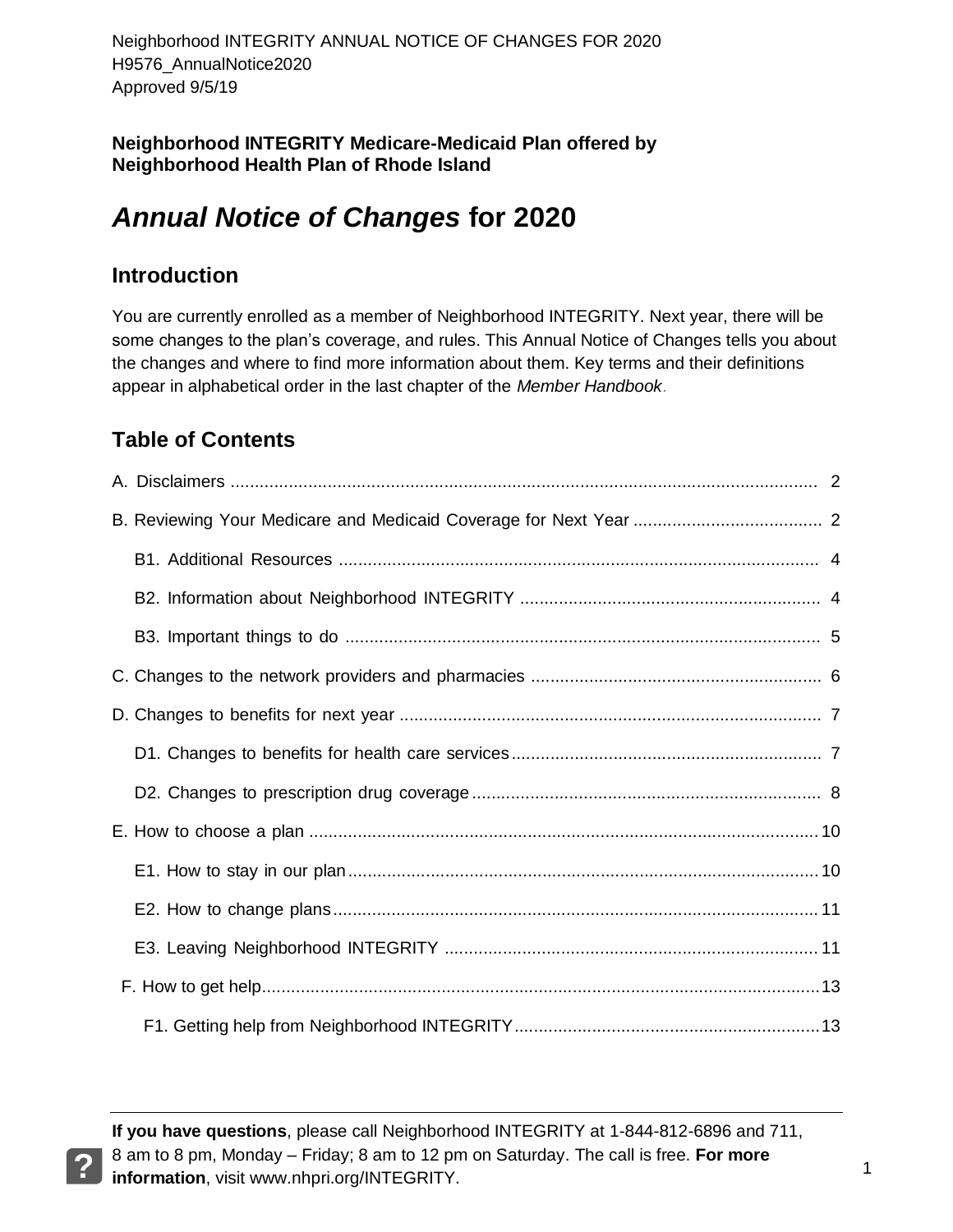Neighborhood INTEGRITY ANNUAL NOTICE OF CHANGES FOR 2020
H9576_AnnualNotice2020
Approved 9/5/19

**Neighborhood INTEGRITY Medicare-Medicaid Plan offered by Neighborhood Health Plan of Rhode Island**

# *Annual Notice of Changes* for 2020

## Introduction

You are currently enrolled as a member of Neighborhood INTEGRITY. Next year, there will be some changes to the plan's coverage, and rules. This Annual Notice of Changes tells you about the changes and where to find more information about them. Key terms and their definitions appear in alphabetical order in the last chapter of the *Member Handbook*.

## Table of Contents

A. Disclaimers ........ 2

B. Reviewing Your Medicare and Medicaid Coverage for Next Year ........ 2

- B1. Additional Resources ........ 4
- B2. Information about Neighborhood INTEGRITY ........ 4
- B3. Important things to do ........ 5

C. Changes to the network providers and pharmacies ........ 6

D. Changes to benefits for next year ........ 7

- D1. Changes to benefits for health care services ........ 7
- D2. Changes to prescription drug coverage ........ 8

E. How to choose a plan ........ 10

- E1. How to stay in our plan ........ 10
- E2. How to change plans ........ 11
- E3. Leaving Neighborhood INTEGRITY ........ 11

F. How to get help ........ 13

- F1. Getting help from Neighborhood INTEGRITY ........ 13

**If you have questions**, please call Neighborhood INTEGRITY at 1-844-812-6896 and 711, 8 am to 8 pm, Monday – Friday; 8 am to 12 pm on Saturday. The call is free. **For more information**, visit www.nhpri.org/INTEGRITY.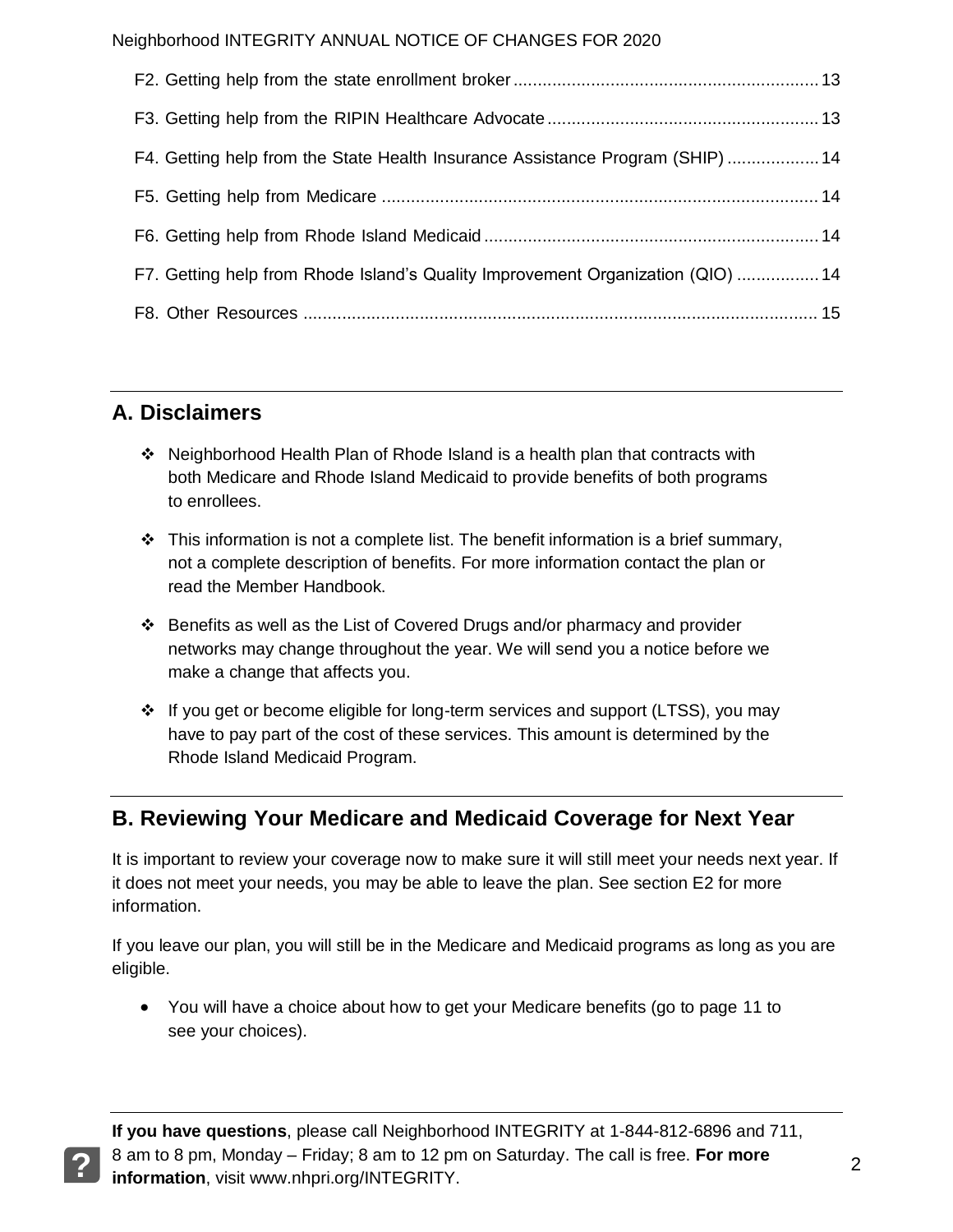- F2. Getting help from the state enrollment broker ... 13
- F3. Getting help from the RIPIN Healthcare Advocate ... 13
- F4. Getting help from the State Health Insurance Assistance Program (SHIP) ... 14
- F5. Getting help from Medicare ... 14
- F6. Getting help from Rhode Island Medicaid ... 14
- F7. Getting help from Rhode Island's Quality Improvement Organization (QIO) ... 14
- F8. Other Resources ... 15

## A. Disclaimers

- ❖ Neighborhood Health Plan of Rhode Island is a health plan that contracts with both Medicare and Rhode Island Medicaid to provide benefits of both programs to enrollees.
- ❖ This information is not a complete list. The benefit information is a brief summary, not a complete description of benefits. For more information contact the plan or read the Member Handbook.
- ❖ Benefits as well as the List of Covered Drugs and/or pharmacy and provider networks may change throughout the year. We will send you a notice before we make a change that affects you.
- ❖ If you get or become eligible for long-term services and support (LTSS), you may have to pay part of the cost of these services. This amount is determined by the Rhode Island Medicaid Program.

## B. Reviewing Your Medicare and Medicaid Coverage for Next Year

It is important to review your coverage now to make sure it will still meet your needs next year. If it does not meet your needs, you may be able to leave the plan. See section E2 for more information.

If you leave our plan, you will still be in the Medicare and Medicaid programs as long as you are eligible.

- You will have a choice about how to get your Medicare benefits (go to page 11 to see your choices).

**If you have questions**, please call Neighborhood INTEGRITY at 1-844-812-6896 and 711, 8 am to 8 pm, Monday – Friday; 8 am to 12 pm on Saturday. The call is free. **For more information**, visit www.nhpri.org/INTEGRITY.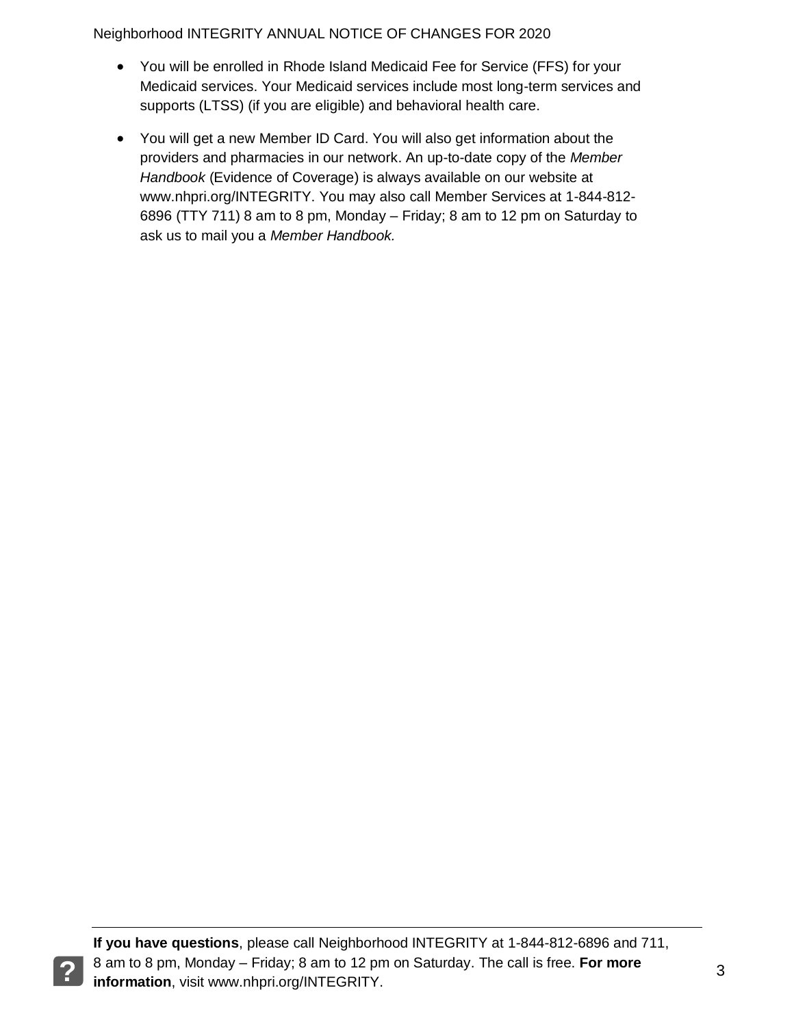- You will be enrolled in Rhode Island Medicaid Fee for Service (FFS) for your Medicaid services. Your Medicaid services include most long-term services and supports (LTSS) (if you are eligible) and behavioral health care.
- You will get a new Member ID Card. You will also get information about the providers and pharmacies in our network. An up-to-date copy of the *Member Handbook* (Evidence of Coverage) is always available on our website at www.nhpri.org/INTEGRITY. You may also call Member Services at 1-844-812-6896 (TTY 711) 8 am to 8 pm, Monday – Friday; 8 am to 12 pm on Saturday to ask us to mail you a *Member Handbook.*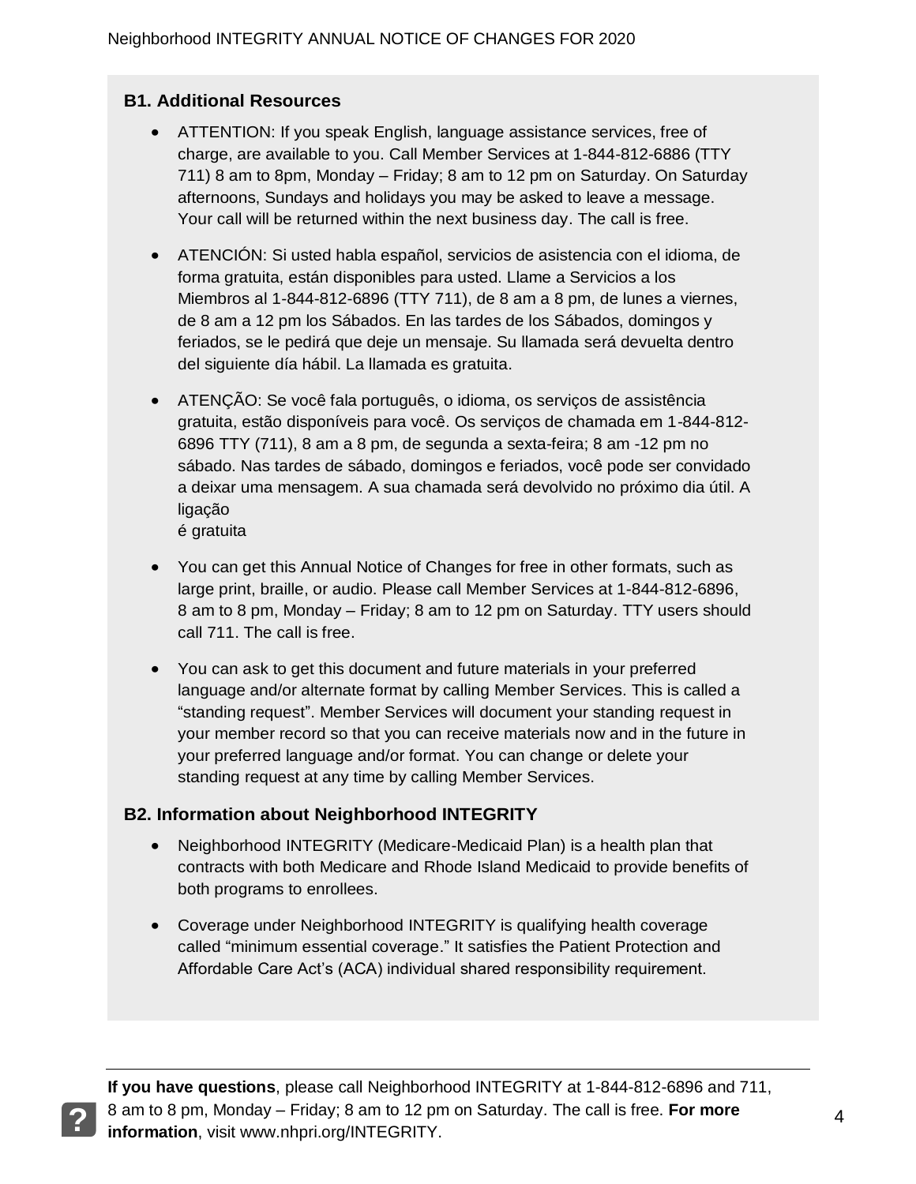## B1. Additional Resources

- ATTENTION: If you speak English, language assistance services, free of charge, are available to you. Call Member Services at 1-844-812-6886 (TTY 711) 8 am to 8pm, Monday – Friday; 8 am to 12 pm on Saturday. On Saturday afternoons, Sundays and holidays you may be asked to leave a message. Your call will be returned within the next business day. The call is free.

- ATENCIÓN: Si usted habla español, servicios de asistencia con el idioma, de forma gratuita, están disponibles para usted. Llame a Servicios a los Miembros al 1-844-812-6896 (TTY 711), de 8 am a 8 pm, de lunes a viernes, de 8 am a 12 pm los Sábados. En las tardes de los Sábados, domingos y feriados, se le pedirá que deje un mensaje. Su llamada será devuelta dentro del siguiente día hábil. La llamada es gratuita.

- ATENÇÃO: Se você fala português, o idioma, os serviços de assistência gratuita, estão disponíveis para você. Os serviços de chamada em 1-844-812-6896 TTY (711), 8 am a 8 pm, de segunda a sexta-feira; 8 am -12 pm no sábado. Nas tardes de sábado, domingos e feriados, você pode ser convidado a deixar uma mensagem. A sua chamada será devolvido no próximo dia útil. A ligação é gratuita

- You can get this Annual Notice of Changes for free in other formats, such as large print, braille, or audio. Please call Member Services at 1-844-812-6896, 8 am to 8 pm, Monday – Friday; 8 am to 12 pm on Saturday. TTY users should call 711. The call is free.

- You can ask to get this document and future materials in your preferred language and/or alternate format by calling Member Services. This is called a "standing request". Member Services will document your standing request in your member record so that you can receive materials now and in the future in your preferred language and/or format. You can change or delete your standing request at any time by calling Member Services.

## B2. Information about Neighborhood INTEGRITY

- Neighborhood INTEGRITY (Medicare-Medicaid Plan) is a health plan that contracts with both Medicare and Rhode Island Medicaid to provide benefits of both programs to enrollees.

- Coverage under Neighborhood INTEGRITY is qualifying health coverage called "minimum essential coverage." It satisfies the Patient Protection and Affordable Care Act's (ACA) individual shared responsibility requirement.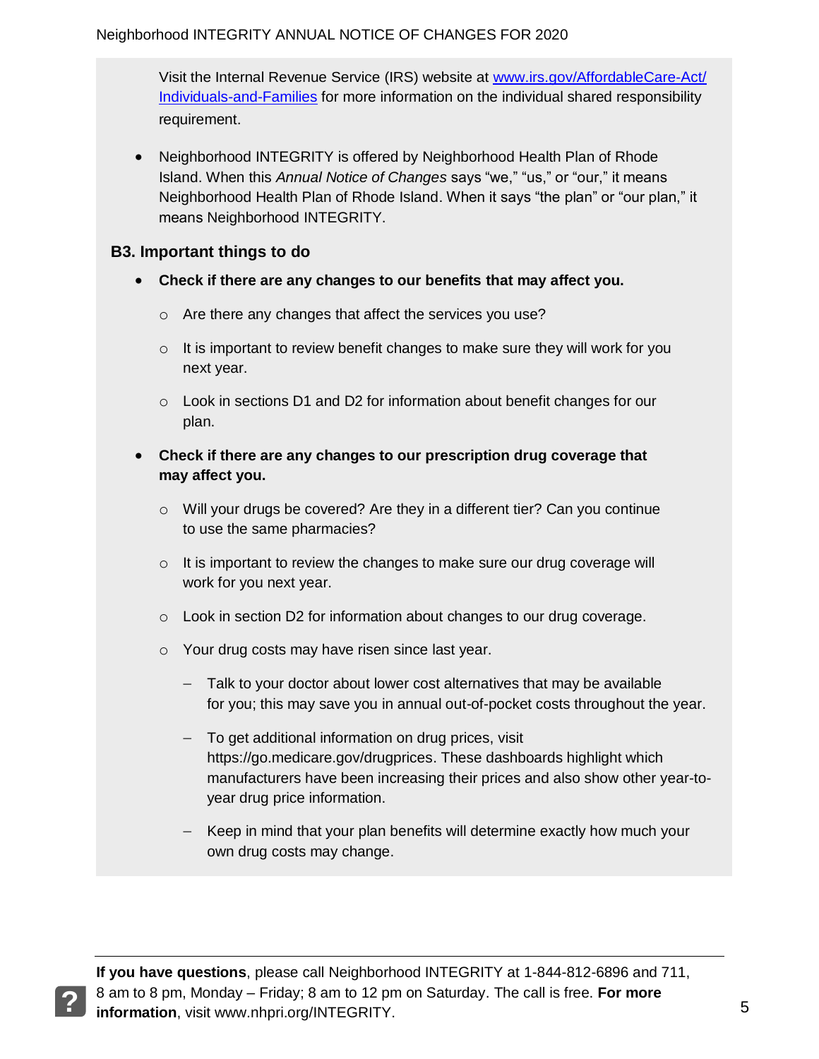Visit the Internal Revenue Service (IRS) website at [www.irs.gov/AffordableCare-Act/Individuals-and-Families](http://www.irs.gov/AffordableCare-Act/Individuals-and-Families) for more information on the individual shared responsibility requirement.

- Neighborhood INTEGRITY is offered by Neighborhood Health Plan of Rhode Island. When this *Annual Notice of Changes* says "we," "us," or "our," it means Neighborhood Health Plan of Rhode Island. When it says "the plan" or "our plan," it means Neighborhood INTEGRITY.

### B3. Important things to do

- **Check if there are any changes to our benefits that may affect you.**
  - Are there any changes that affect the services you use?
  - It is important to review benefit changes to make sure they will work for you next year.
  - Look in sections D1 and D2 for information about benefit changes for our plan.
- **Check if there are any changes to our prescription drug coverage that may affect you.**
  - Will your drugs be covered? Are they in a different tier? Can you continue to use the same pharmacies?
  - It is important to review the changes to make sure our drug coverage will work for you next year.
  - Look in section D2 for information about changes to our drug coverage.
  - Your drug costs may have risen since last year.
    - Talk to your doctor about lower cost alternatives that may be available for you; this may save you in annual out-of-pocket costs throughout the year.
    - To get additional information on drug prices, visit https://go.medicare.gov/drugprices. These dashboards highlight which manufacturers have been increasing their prices and also show other year-to-year drug price information.
    - Keep in mind that your plan benefits will determine exactly how much your own drug costs may change.

**If you have questions**, please call Neighborhood INTEGRITY at 1-844-812-6896 and 711, 8 am to 8 pm, Monday – Friday; 8 am to 12 pm on Saturday. The call is free. **For more information**, visit www.nhpri.org/INTEGRITY.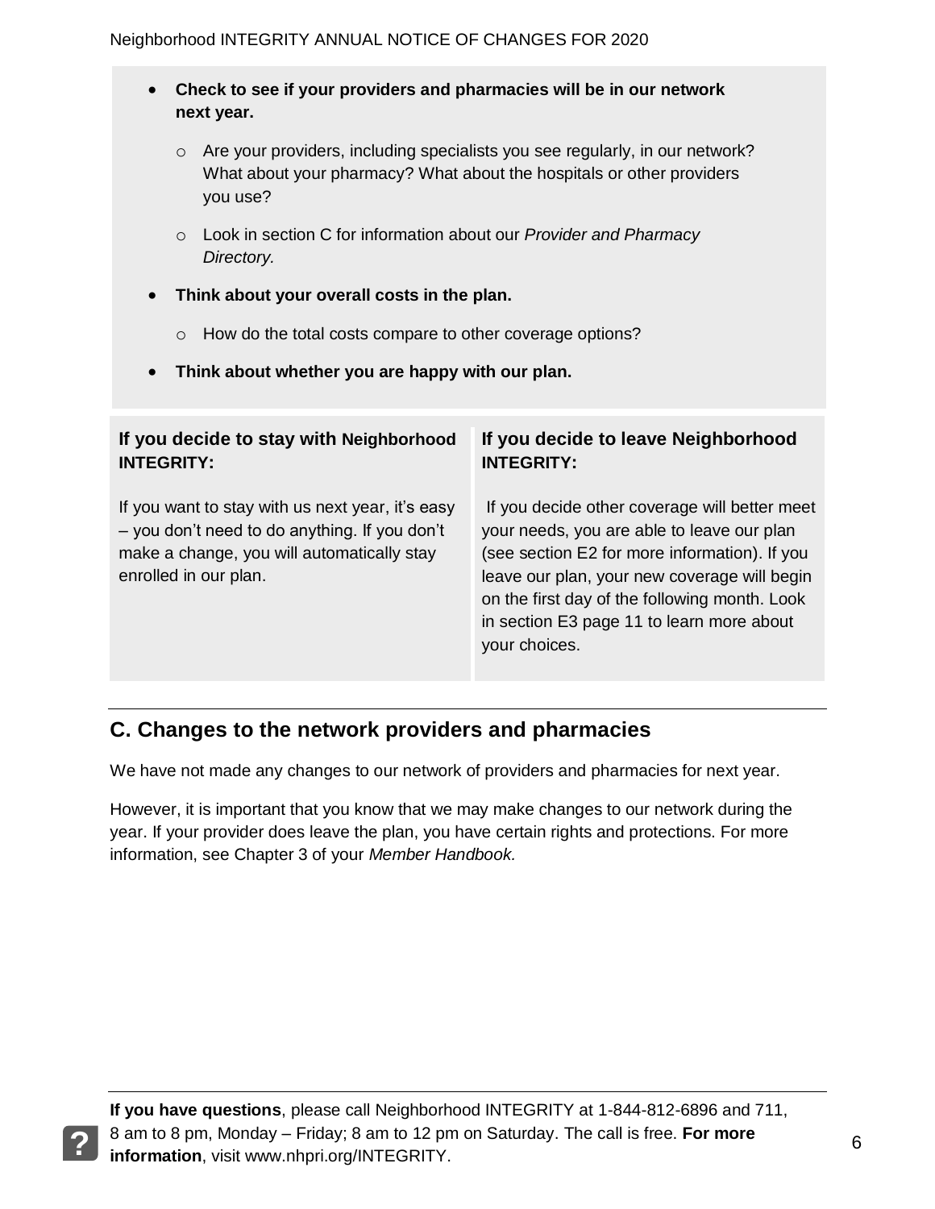- **Check to see if your providers and pharmacies will be in our network next year.**
  - Are your providers, including specialists you see regularly, in our network? What about your pharmacy? What about the hospitals or other providers you use?
  - Look in section C for information about our *Provider and Pharmacy Directory.*
- **Think about your overall costs in the plan.**
  - How do the total costs compare to other coverage options?
- **Think about whether you are happy with our plan.**

| If you decide to stay with Neighborhood INTEGRITY: | If you decide to leave Neighborhood INTEGRITY: |
|---|---|
| If you want to stay with us next year, it's easy – you don't need to do anything. If you don't make a change, you will automatically stay enrolled in our plan. | If you decide other coverage will better meet your needs, you are able to leave our plan (see section E2 for more information). If you leave our plan, your new coverage will begin on the first day of the following month. Look in section E3 page 11 to learn more about your choices. |

## C. Changes to the network providers and pharmacies

We have not made any changes to our network of providers and pharmacies for next year.

However, it is important that you know that we may make changes to our network during the year. If your provider does leave the plan, you have certain rights and protections. For more information, see Chapter 3 of your *Member Handbook.*

**If you have questions**, please call Neighborhood INTEGRITY at 1-844-812-6896 and 711, 8 am to 8 pm, Monday – Friday; 8 am to 12 pm on Saturday. The call is free. **For more information**, visit www.nhpri.org/INTEGRITY.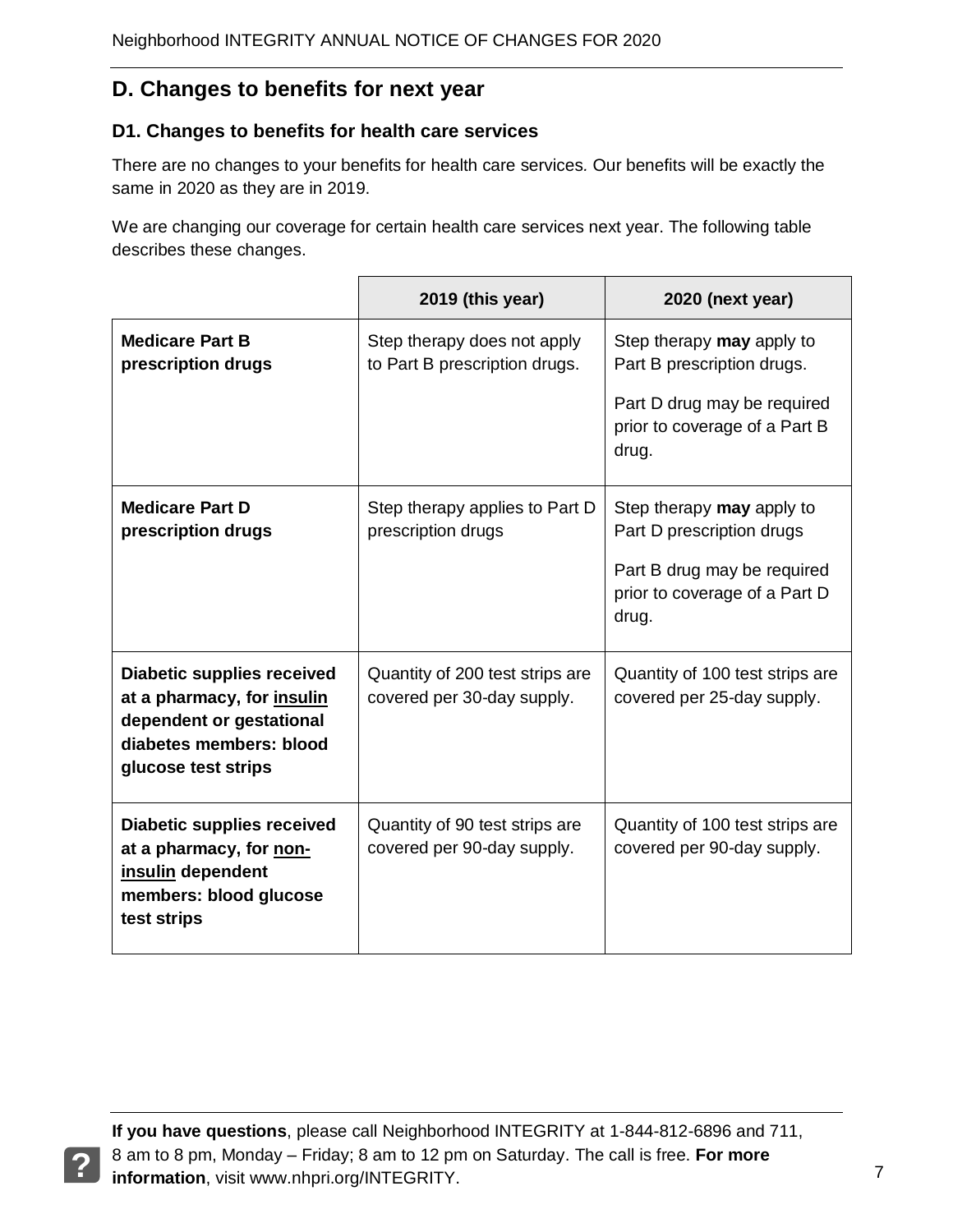## D. Changes to benefits for next year

### D1. Changes to benefits for health care services

There are no changes to your benefits for health care services. Our benefits will be exactly the same in 2020 as they are in 2019.

We are changing our coverage for certain health care services next year. The following table describes these changes.

| | 2019 (this year) | 2020 (next year) |
|---|---|---|
| **Medicare Part B prescription drugs** | Step therapy does not apply to Part B prescription drugs. | Step therapy **may** apply to Part B prescription drugs.<br><br>Part D drug may be required prior to coverage of a Part B drug. |
| **Medicare Part D prescription drugs** | Step therapy applies to Part D prescription drugs | Step therapy **may** apply to Part D prescription drugs<br><br>Part B drug may be required prior to coverage of a Part D drug. |
| **Diabetic supplies received at a pharmacy, for <u>insulin</u> dependent or gestational diabetes members: blood glucose test strips** | Quantity of 200 test strips are covered per 30-day supply. | Quantity of 100 test strips are covered per 25-day supply. |
| **Diabetic supplies received at a pharmacy, for <u>non-insulin</u> dependent members: blood glucose test strips** | Quantity of 90 test strips are covered per 90-day supply. | Quantity of 100 test strips are covered per 90-day supply. |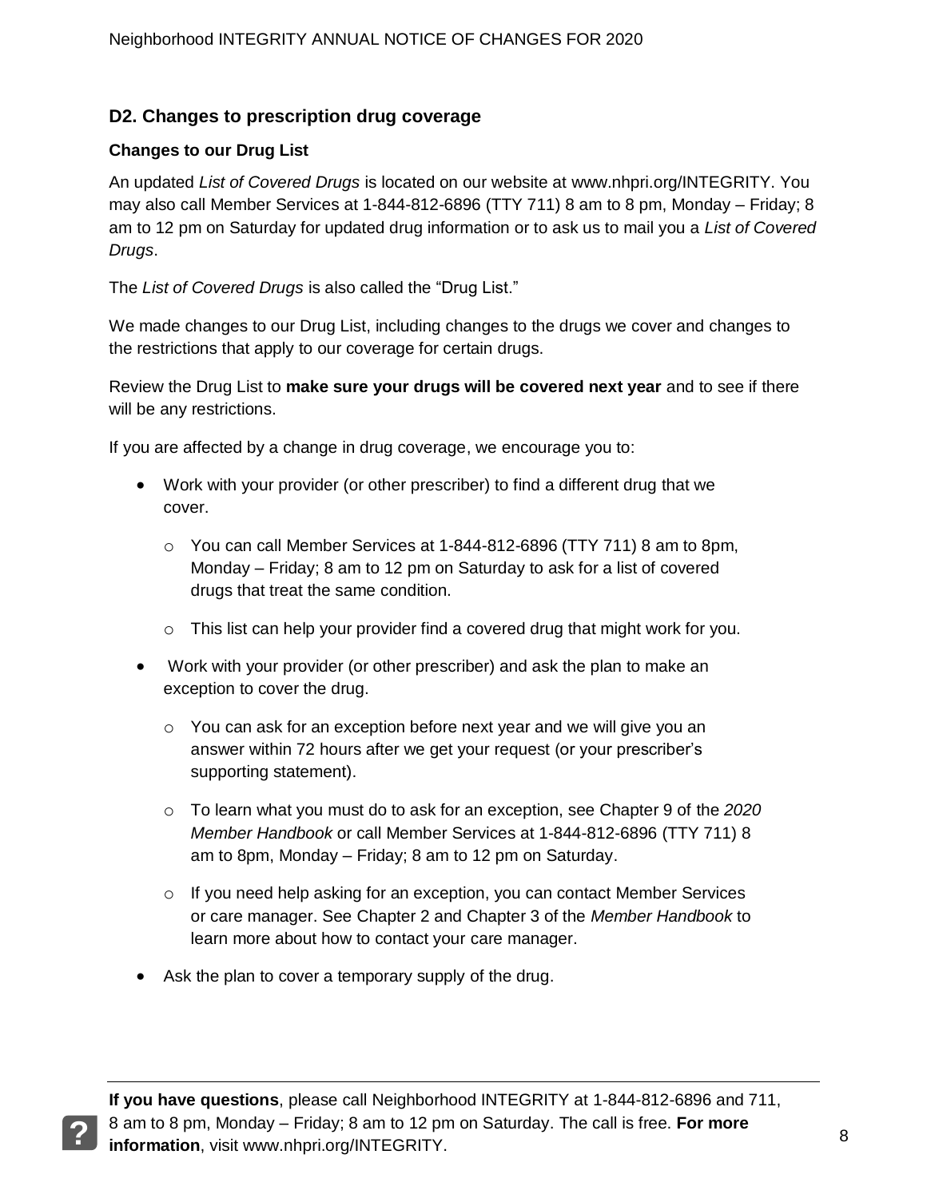## D2. Changes to prescription drug coverage

### Changes to our Drug List

An updated *List of Covered Drugs* is located on our website at www.nhpri.org/INTEGRITY. You may also call Member Services at 1-844-812-6896 (TTY 711) 8 am to 8 pm, Monday – Friday; 8 am to 12 pm on Saturday for updated drug information or to ask us to mail you a *List of Covered Drugs*.

The *List of Covered Drugs* is also called the "Drug List."

We made changes to our Drug List, including changes to the drugs we cover and changes to the restrictions that apply to our coverage for certain drugs.

Review the Drug List to **make sure your drugs will be covered next year** and to see if there will be any restrictions.

If you are affected by a change in drug coverage, we encourage you to:

- Work with your provider (or other prescriber) to find a different drug that we cover.
  - You can call Member Services at 1-844-812-6896 (TTY 711) 8 am to 8pm, Monday – Friday; 8 am to 12 pm on Saturday to ask for a list of covered drugs that treat the same condition.
  - This list can help your provider find a covered drug that might work for you.
- Work with your provider (or other prescriber) and ask the plan to make an exception to cover the drug.
  - You can ask for an exception before next year and we will give you an answer within 72 hours after we get your request (or your prescriber's supporting statement).
  - To learn what you must do to ask for an exception, see Chapter 9 of the *2020 Member Handbook* or call Member Services at 1-844-812-6896 (TTY 711) 8 am to 8pm, Monday – Friday; 8 am to 12 pm on Saturday.
  - If you need help asking for an exception, you can contact Member Services or care manager. See Chapter 2 and Chapter 3 of the *Member Handbook* to learn more about how to contact your care manager.
- Ask the plan to cover a temporary supply of the drug.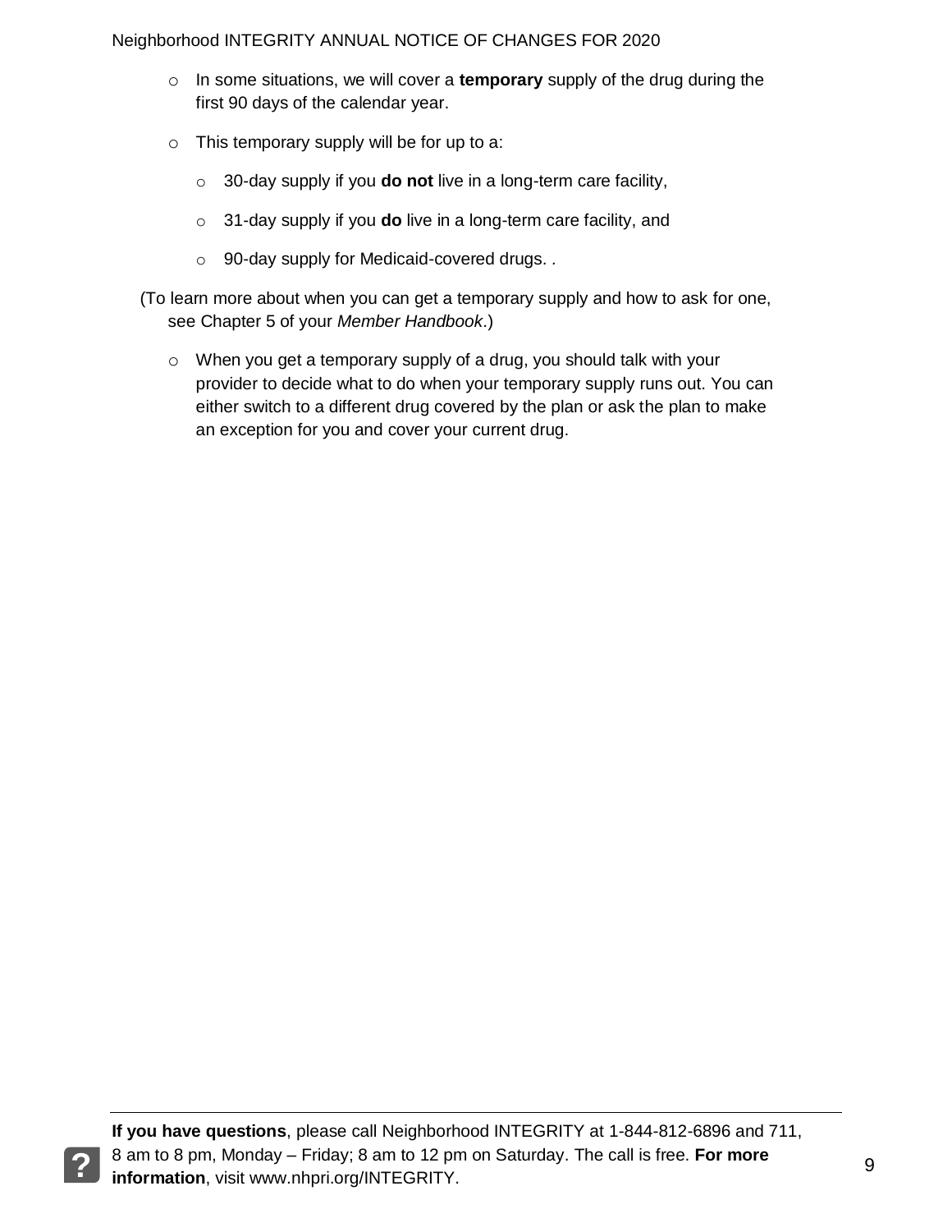- In some situations, we will cover a **temporary** supply of the drug during the first 90 days of the calendar year.
- This temporary supply will be for up to a:
  - 30-day supply if you **do not** live in a long-term care facility,
  - 31-day supply if you **do** live in a long-term care facility, and
  - 90-day supply for Medicaid-covered drugs. .

(To learn more about when you can get a temporary supply and how to ask for one, see Chapter 5 of your *Member Handbook*.)

- When you get a temporary supply of a drug, you should talk with your provider to decide what to do when your temporary supply runs out. You can either switch to a different drug covered by the plan or ask the plan to make an exception for you and cover your current drug.

**If you have questions**, please call Neighborhood INTEGRITY at 1-844-812-6896 and 711, 8 am to 8 pm, Monday – Friday; 8 am to 12 pm on Saturday. The call is free. **For more information**, visit www.nhpri.org/INTEGRITY.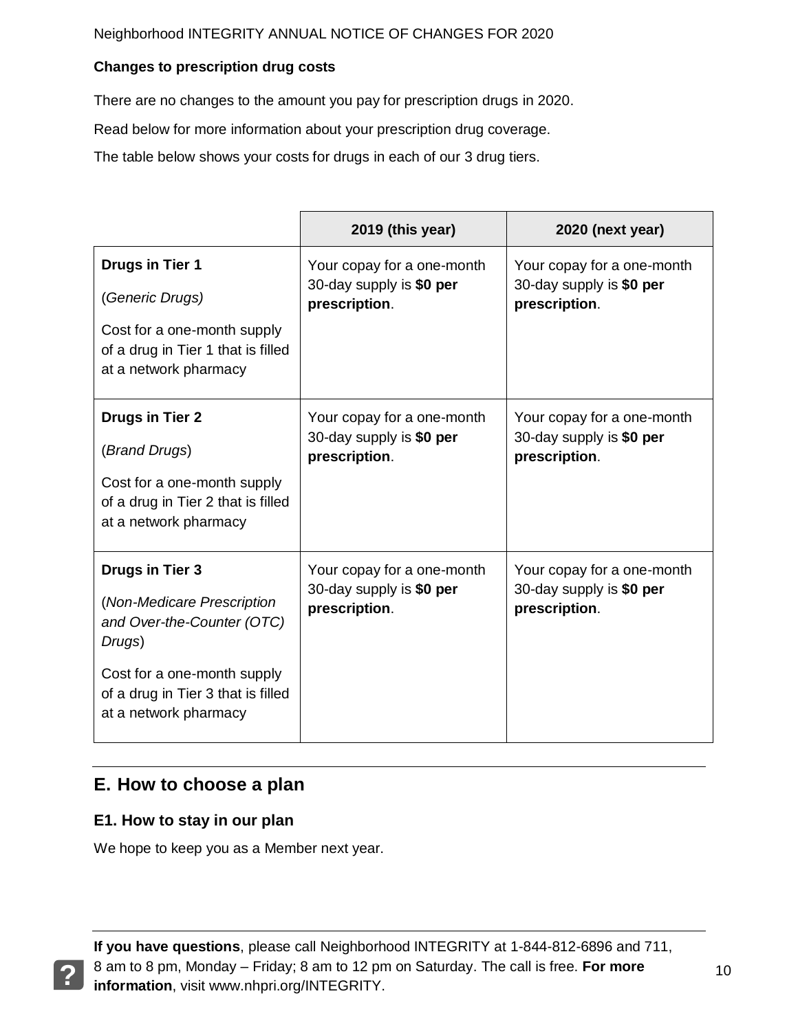**Changes to prescription drug costs**

There are no changes to the amount you pay for prescription drugs in 2020.

Read below for more information about your prescription drug coverage.

The table below shows your costs for drugs in each of our 3 drug tiers.

| | 2019 (this year) | 2020 (next year) |
|---|---|---|
| **Drugs in Tier 1**<br><br>(*Generic Drugs)*<br><br>Cost for a one-month supply of a drug in Tier 1 that is filled at a network pharmacy | Your copay for a one-month 30-day supply is **$0 per prescription**. | Your copay for a one-month 30-day supply is **$0 per prescription**. |
| **Drugs in Tier 2**<br><br>(*Brand Drugs*)<br><br>Cost for a one-month supply of a drug in Tier 2 that is filled at a network pharmacy | Your copay for a one-month 30-day supply is **$0 per prescription**. | Your copay for a one-month 30-day supply is **$0 per prescription**. |
| **Drugs in Tier 3**<br><br>(*Non-Medicare Prescription and Over-the-Counter (OTC) Drugs*)<br><br>Cost for a one-month supply of a drug in Tier 3 that is filled at a network pharmacy | Your copay for a one-month 30-day supply is **$0 per prescription**. | Your copay for a one-month 30-day supply is **$0 per prescription**. |

## E. How to choose a plan

### E1. How to stay in our plan

We hope to keep you as a Member next year.

**If you have questions**, please call Neighborhood INTEGRITY at 1-844-812-6896 and 711, 8 am to 8 pm, Monday – Friday; 8 am to 12 pm on Saturday. The call is free. **For more information**, visit www.nhpri.org/INTEGRITY.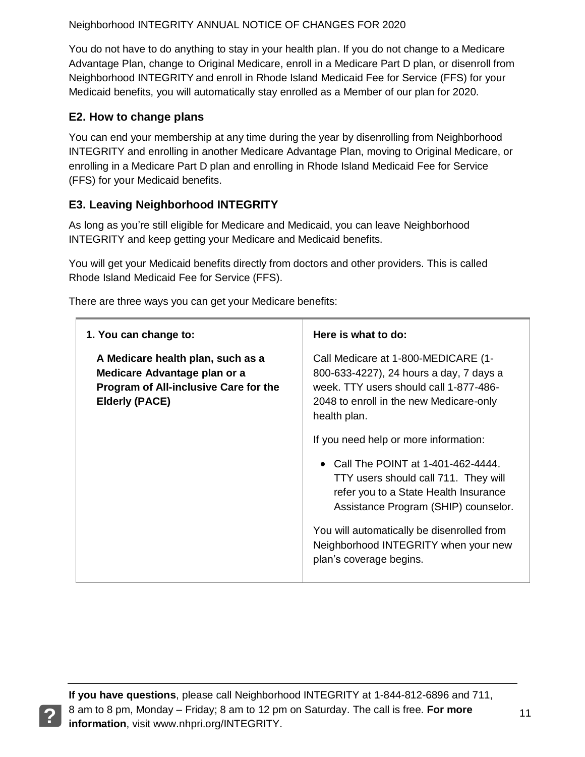You do not have to do anything to stay in your health plan. If you do not change to a Medicare Advantage Plan, change to Original Medicare, enroll in a Medicare Part D plan, or disenroll from Neighborhood INTEGRITY and enroll in Rhode Island Medicaid Fee for Service (FFS) for your Medicaid benefits, you will automatically stay enrolled as a Member of our plan for 2020.

### E2. How to change plans

You can end your membership at any time during the year by disenrolling from Neighborhood INTEGRITY and enrolling in another Medicare Advantage Plan, moving to Original Medicare, or enrolling in a Medicare Part D plan and enrolling in Rhode Island Medicaid Fee for Service (FFS) for your Medicaid benefits.

### E3. Leaving Neighborhood INTEGRITY

As long as you're still eligible for Medicare and Medicaid, you can leave Neighborhood INTEGRITY and keep getting your Medicare and Medicaid benefits.

You will get your Medicaid benefits directly from doctors and other providers. This is called Rhode Island Medicaid Fee for Service (FFS).

There are three ways you can get your Medicare benefits:

| 1. You can change to: | Here is what to do: |
|---|---|
| **A Medicare health plan, such as a Medicare Advantage plan or a Program of All-inclusive Care for the Elderly (PACE)** | Call Medicare at 1-800-MEDICARE (1-800-633-4227), 24 hours a day, 7 days a week. TTY users should call 1-877-486-2048 to enroll in the new Medicare-only health plan.<br><br>If you need help or more information:<br><br>• Call The POINT at 1-401-462-4444. TTY users should call 711. They will refer you to a State Health Insurance Assistance Program (SHIP) counselor.<br><br>You will automatically be disenrolled from Neighborhood INTEGRITY when your new plan's coverage begins. |

**If you have questions**, please call Neighborhood INTEGRITY at 1-844-812-6896 and 711, 8 am to 8 pm, Monday – Friday; 8 am to 12 pm on Saturday. The call is free. **For more information**, visit www.nhpri.org/INTEGRITY.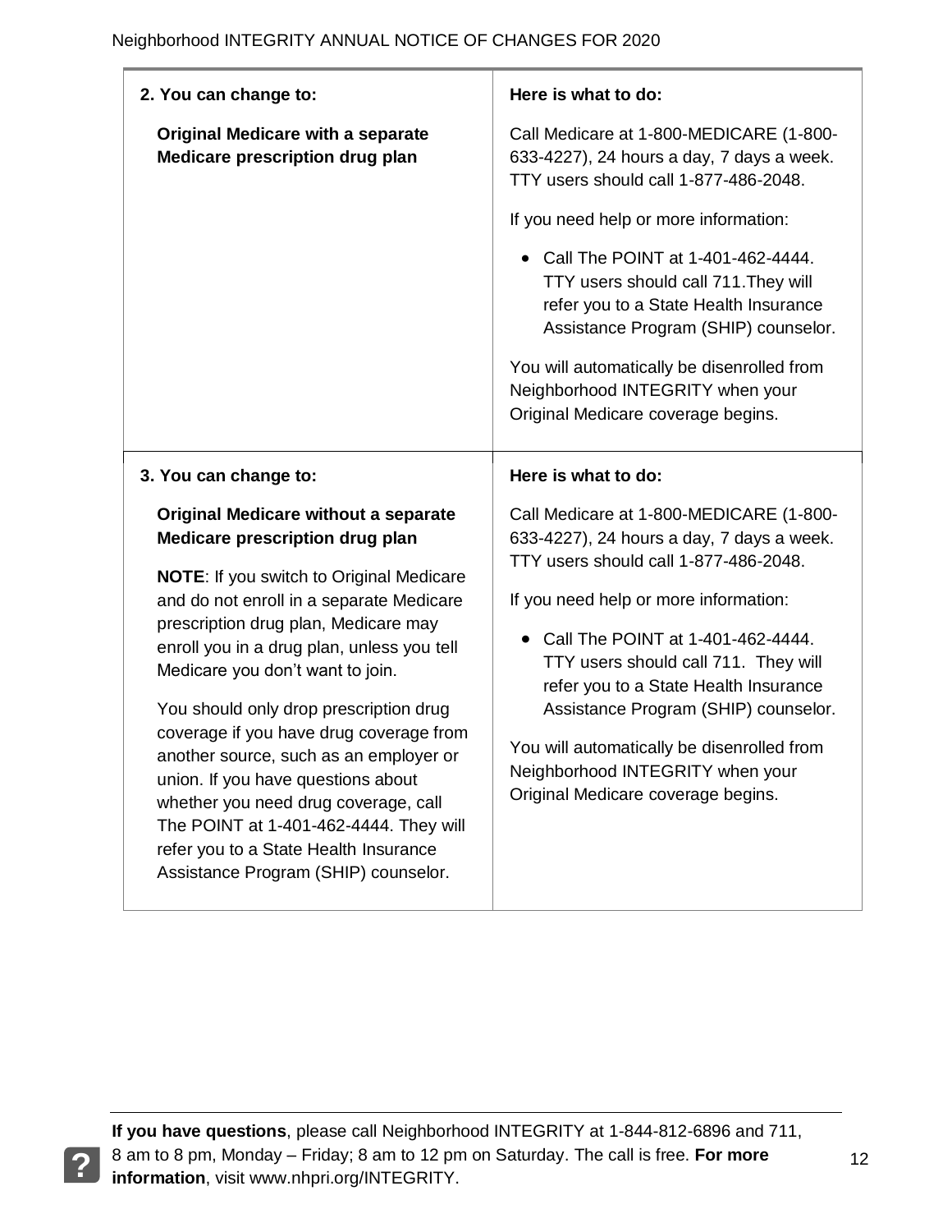| **2. You can change to:**<br><br>**Original Medicare with a separate Medicare prescription drug plan** | **Here is what to do:**<br><br>Call Medicare at 1-800-MEDICARE (1-800-633-4227), 24 hours a day, 7 days a week. TTY users should call 1-877-486-2048.<br><br>If you need help or more information:<br><br>• Call The POINT at 1-401-462-4444. TTY users should call 711.They will refer you to a State Health Insurance Assistance Program (SHIP) counselor.<br><br>You will automatically be disenrolled from Neighborhood INTEGRITY when your Original Medicare coverage begins. |
|---|---|
| **3. You can change to:**<br><br>**Original Medicare without a separate Medicare prescription drug plan**<br><br>**NOTE**: If you switch to Original Medicare and do not enroll in a separate Medicare prescription drug plan, Medicare may enroll you in a drug plan, unless you tell Medicare you don't want to join.<br><br>You should only drop prescription drug coverage if you have drug coverage from another source, such as an employer or union. If you have questions about whether you need drug coverage, call The POINT at 1-401-462-4444. They will refer you to a State Health Insurance Assistance Program (SHIP) counselor. | **Here is what to do:**<br><br>Call Medicare at 1-800-MEDICARE (1-800-633-4227), 24 hours a day, 7 days a week. TTY users should call 1-877-486-2048.<br><br>If you need help or more information:<br><br>• Call The POINT at 1-401-462-4444. TTY users should call 711. They will refer you to a State Health Insurance Assistance Program (SHIP) counselor.<br><br>You will automatically be disenrolled from Neighborhood INTEGRITY when your Original Medicare coverage begins. |

**If you have questions**, please call Neighborhood INTEGRITY at 1-844-812-6896 and 711, 8 am to 8 pm, Monday – Friday; 8 am to 12 pm on Saturday. The call is free. **For more information**, visit www.nhpri.org/INTEGRITY.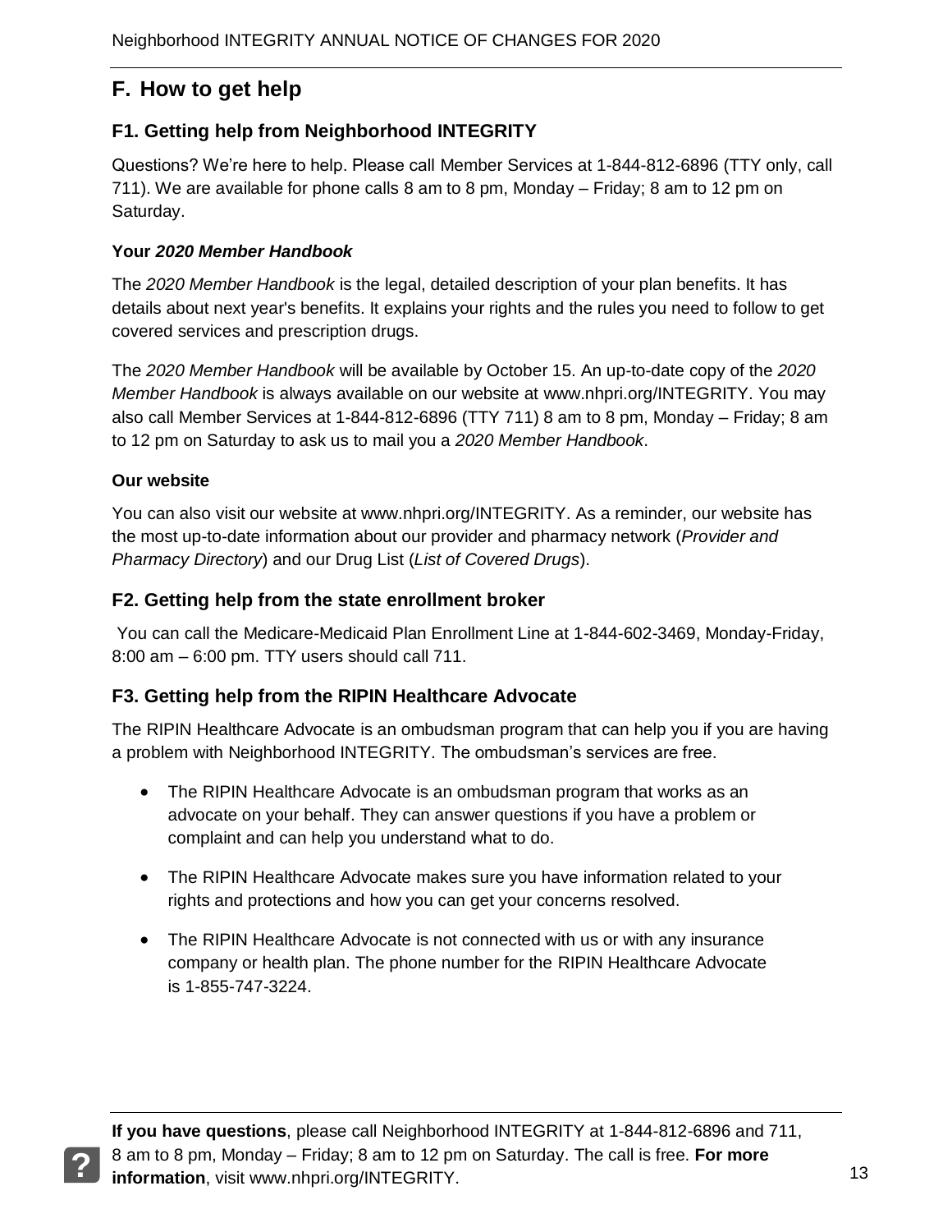## F. How to get help

### F1. Getting help from Neighborhood INTEGRITY

Questions? We're here to help. Please call Member Services at 1-844-812-6896 (TTY only, call 711). We are available for phone calls 8 am to 8 pm, Monday – Friday; 8 am to 12 pm on Saturday.

**Your *2020 Member Handbook***

The *2020 Member Handbook* is the legal, detailed description of your plan benefits. It has details about next year's benefits. It explains your rights and the rules you need to follow to get covered services and prescription drugs.

The *2020 Member Handbook* will be available by October 15. An up-to-date copy of the *2020 Member Handbook* is always available on our website at www.nhpri.org/INTEGRITY. You may also call Member Services at 1-844-812-6896 (TTY 711) 8 am to 8 pm, Monday – Friday; 8 am to 12 pm on Saturday to ask us to mail you a *2020 Member Handbook*.

**Our website**

You can also visit our website at www.nhpri.org/INTEGRITY. As a reminder, our website has the most up-to-date information about our provider and pharmacy network (*Provider and Pharmacy Directory*) and our Drug List (*List of Covered Drugs*).

### F2. Getting help from the state enrollment broker

You can call the Medicare-Medicaid Plan Enrollment Line at 1-844-602-3469, Monday-Friday, 8:00 am – 6:00 pm. TTY users should call 711.

### F3. Getting help from the RIPIN Healthcare Advocate

The RIPIN Healthcare Advocate is an ombudsman program that can help you if you are having a problem with Neighborhood INTEGRITY. The ombudsman's services are free.

- The RIPIN Healthcare Advocate is an ombudsman program that works as an advocate on your behalf. They can answer questions if you have a problem or complaint and can help you understand what to do.
- The RIPIN Healthcare Advocate makes sure you have information related to your rights and protections and how you can get your concerns resolved.
- The RIPIN Healthcare Advocate is not connected with us or with any insurance company or health plan. The phone number for the RIPIN Healthcare Advocate is 1-855-747-3224.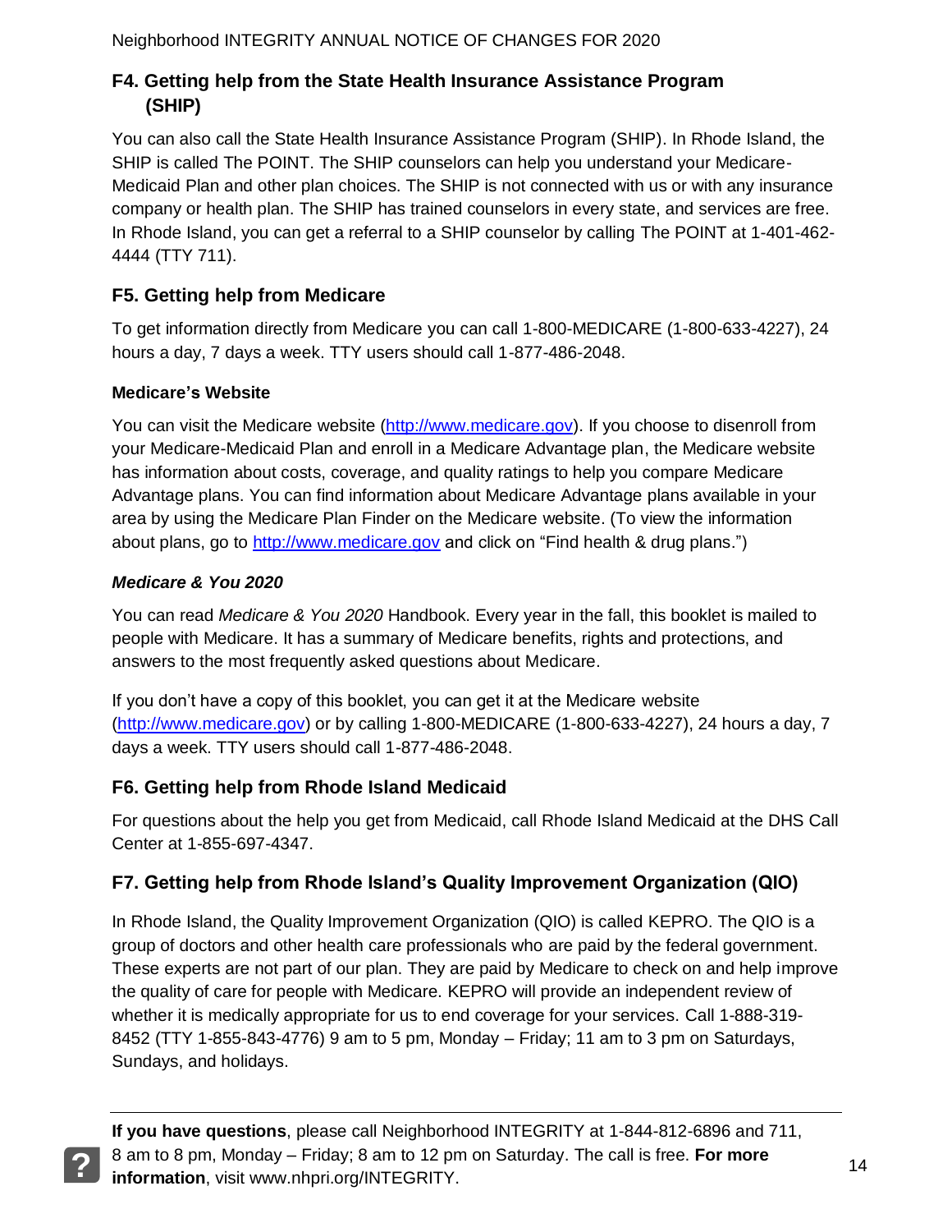## F4. Getting help from the State Health Insurance Assistance Program (SHIP)

You can also call the State Health Insurance Assistance Program (SHIP). In Rhode Island, the SHIP is called The POINT. The SHIP counselors can help you understand your Medicare-Medicaid Plan and other plan choices. The SHIP is not connected with us or with any insurance company or health plan. The SHIP has trained counselors in every state, and services are free. In Rhode Island, you can get a referral to a SHIP counselor by calling The POINT at 1-401-462-4444 (TTY 711).

## F5. Getting help from Medicare

To get information directly from Medicare you can call 1-800-MEDICARE (1-800-633-4227), 24 hours a day, 7 days a week. TTY users should call 1-877-486-2048.

### Medicare's Website

You can visit the Medicare website (http://www.medicare.gov). If you choose to disenroll from your Medicare-Medicaid Plan and enroll in a Medicare Advantage plan, the Medicare website has information about costs, coverage, and quality ratings to help you compare Medicare Advantage plans. You can find information about Medicare Advantage plans available in your area by using the Medicare Plan Finder on the Medicare website. (To view the information about plans, go to http://www.medicare.gov and click on "Find health & drug plans.")

### *Medicare & You 2020*

You can read *Medicare & You 2020* Handbook. Every year in the fall, this booklet is mailed to people with Medicare. It has a summary of Medicare benefits, rights and protections, and answers to the most frequently asked questions about Medicare.

If you don't have a copy of this booklet, you can get it at the Medicare website (http://www.medicare.gov) or by calling 1-800-MEDICARE (1-800-633-4227), 24 hours a day, 7 days a week. TTY users should call 1-877-486-2048.

## F6. Getting help from Rhode Island Medicaid

For questions about the help you get from Medicaid, call Rhode Island Medicaid at the DHS Call Center at 1-855-697-4347.

## F7. Getting help from Rhode Island's Quality Improvement Organization (QIO)

In Rhode Island, the Quality Improvement Organization (QIO) is called KEPRO. The QIO is a group of doctors and other health care professionals who are paid by the federal government. These experts are not part of our plan. They are paid by Medicare to check on and help improve the quality of care for people with Medicare. KEPRO will provide an independent review of whether it is medically appropriate for us to end coverage for your services. Call 1-888-319-8452 (TTY 1-855-843-4776) 9 am to 5 pm, Monday – Friday; 11 am to 3 pm on Saturdays, Sundays, and holidays.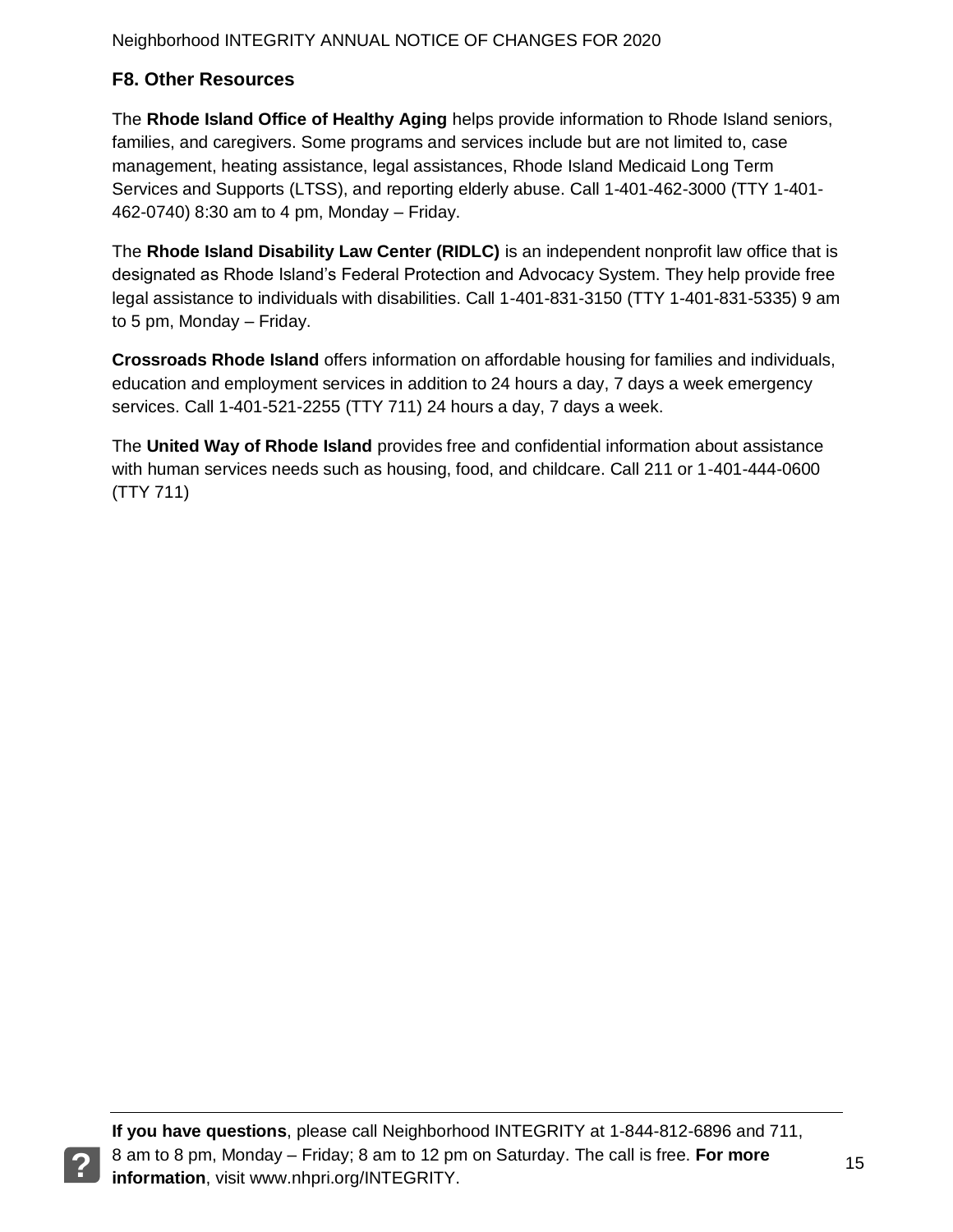## F8. Other Resources

The **Rhode Island Office of Healthy Aging** helps provide information to Rhode Island seniors, families, and caregivers. Some programs and services include but are not limited to, case management, heating assistance, legal assistances, Rhode Island Medicaid Long Term Services and Supports (LTSS), and reporting elderly abuse. Call 1-401-462-3000 (TTY 1-401-462-0740) 8:30 am to 4 pm, Monday – Friday.

The **Rhode Island Disability Law Center (RIDLC)** is an independent nonprofit law office that is designated as Rhode Island's Federal Protection and Advocacy System. They help provide free legal assistance to individuals with disabilities. Call 1-401-831-3150 (TTY 1-401-831-5335) 9 am to 5 pm, Monday – Friday.

**Crossroads Rhode Island** offers information on affordable housing for families and individuals, education and employment services in addition to 24 hours a day, 7 days a week emergency services. Call 1-401-521-2255 (TTY 711) 24 hours a day, 7 days a week.

The **United Way of Rhode Island** provides free and confidential information about assistance with human services needs such as housing, food, and childcare. Call 211 or 1-401-444-0600 (TTY 711)